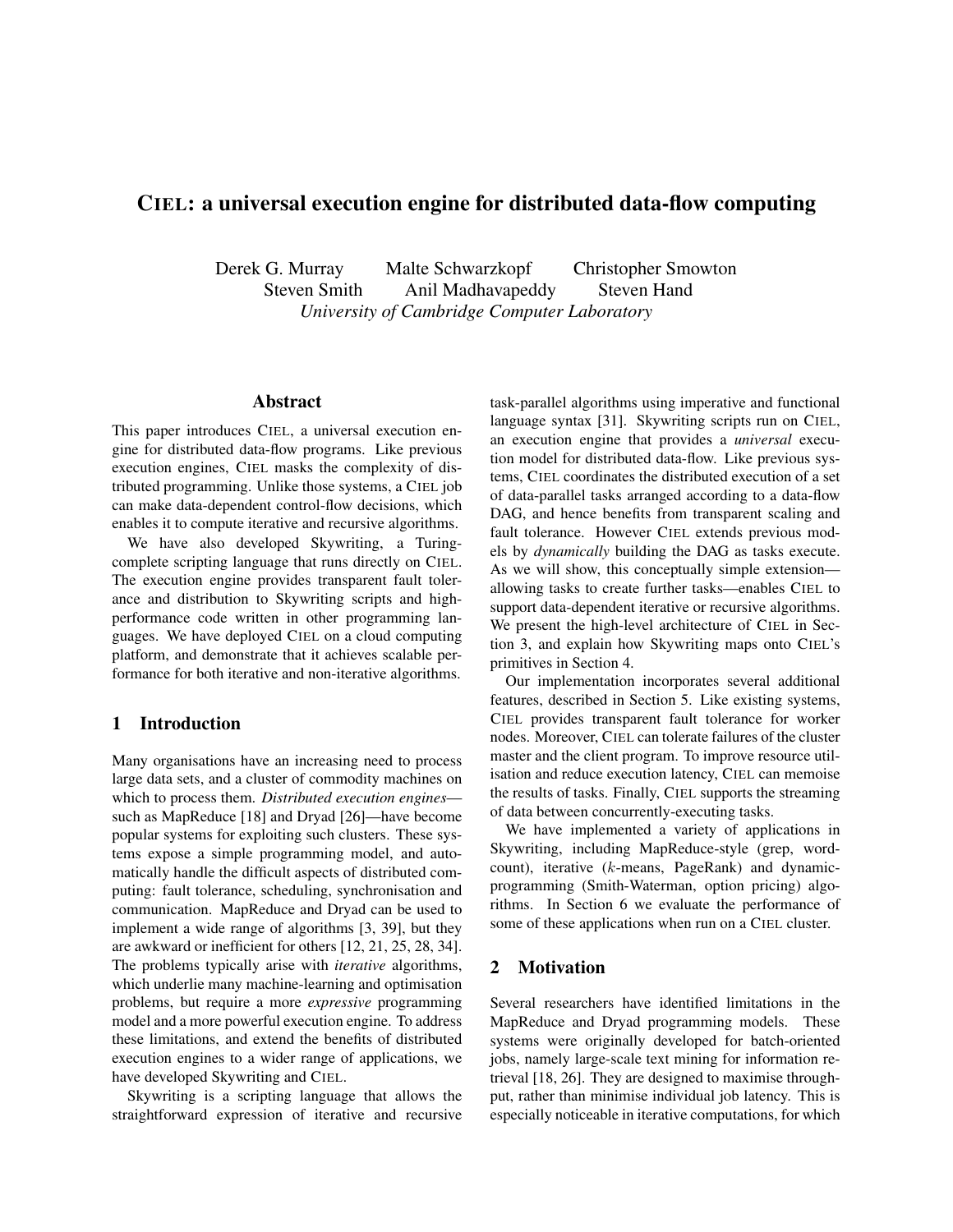# CIEL: a universal execution engine for distributed data-flow computing

Derek G. Murray Malte Schwarzkopf Christopher Smowton
Steven Smith Anil Madhavapeddy Steven Hand
*University of Cambridge Computer Laboratory*

## Abstract

This paper introduces CIEL, a universal execution engine for distributed data-flow programs. Like previous execution engines, CIEL masks the complexity of distributed programming. Unlike those systems, a CIEL job can make data-dependent control-flow decisions, which enables it to compute iterative and recursive algorithms.

We have also developed Skywriting, a Turing-complete scripting language that runs directly on CIEL. The execution engine provides transparent fault tolerance and distribution to Skywriting scripts and high-performance code written in other programming languages. We have deployed CIEL on a cloud computing platform, and demonstrate that it achieves scalable performance for both iterative and non-iterative algorithms.

## 1 Introduction

Many organisations have an increasing need to process large data sets, and a cluster of commodity machines on which to process them. *Distributed execution engines*—such as MapReduce [18] and Dryad [26]—have become popular systems for exploiting such clusters. These systems expose a simple programming model, and automatically handle the difficult aspects of distributed computing: fault tolerance, scheduling, synchronisation and communication. MapReduce and Dryad can be used to implement a wide range of algorithms [3, 39], but they are awkward or inefficient for others [12, 21, 25, 28, 34]. The problems typically arise with *iterative* algorithms, which underlie many machine-learning and optimisation problems, but require a more *expressive* programming model and a more powerful execution engine. To address these limitations, and extend the benefits of distributed execution engines to a wider range of applications, we have developed Skywriting and CIEL.

Skywriting is a scripting language that allows the straightforward expression of iterative and recursive task-parallel algorithms using imperative and functional language syntax [31]. Skywriting scripts run on CIEL, an execution engine that provides a *universal* execution model for distributed data-flow. Like previous systems, CIEL coordinates the distributed execution of a set of data-parallel tasks arranged according to a data-flow DAG, and hence benefits from transparent scaling and fault tolerance. However CIEL extends previous models by *dynamically* building the DAG as tasks execute. As we will show, this conceptually simple extension—allowing tasks to create further tasks—enables CIEL to support data-dependent iterative or recursive algorithms. We present the high-level architecture of CIEL in Section 3, and explain how Skywriting maps onto CIEL's primitives in Section 4.

Our implementation incorporates several additional features, described in Section 5. Like existing systems, CIEL provides transparent fault tolerance for worker nodes. Moreover, CIEL can tolerate failures of the cluster master and the client program. To improve resource utilisation and reduce execution latency, CIEL can memoise the results of tasks. Finally, CIEL supports the streaming of data between concurrently-executing tasks.

We have implemented a variety of applications in Skywriting, including MapReduce-style (grep, wordcount), iterative ($k$-means, PageRank) and dynamic-programming (Smith-Waterman, option pricing) algorithms. In Section 6 we evaluate the performance of some of these applications when run on a CIEL cluster.

## 2 Motivation

Several researchers have identified limitations in the MapReduce and Dryad programming models. These systems were originally developed for batch-oriented jobs, namely large-scale text mining for information retrieval [18, 26]. They are designed to maximise throughput, rather than minimise individual job latency. This is especially noticeable in iterative computations, for which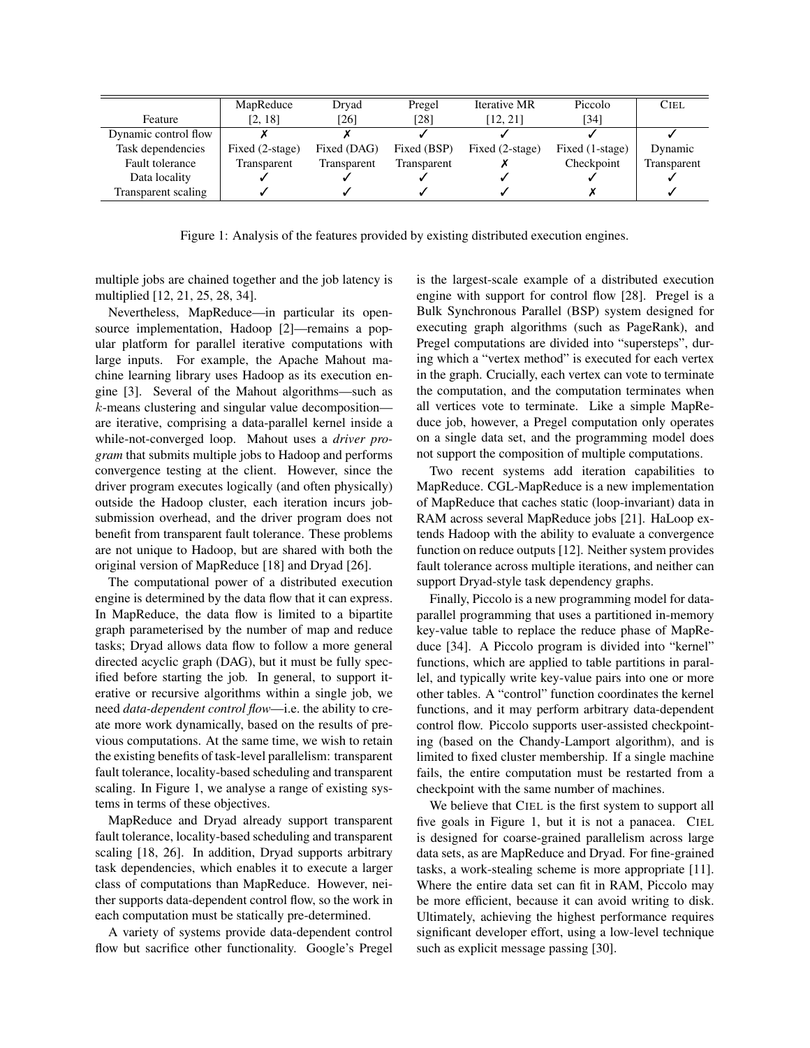| Feature | MapReduce [2, 18] | Dryad [26] | Pregel [28] | Iterative MR [12, 21] | Piccolo [34] | CIEL |
|---|---|---|---|---|---|---|
| Dynamic control flow | ✗ | ✗ | ✓ | ✓ | ✓ | ✓ |
| Task dependencies | Fixed (2-stage) | Fixed (DAG) | Fixed (BSP) | Fixed (2-stage) | Fixed (1-stage) | Dynamic |
| Fault tolerance | Transparent | Transparent | Transparent | ✗ | Checkpoint | Transparent |
| Data locality | ✓ | ✓ | ✓ | ✓ | ✓ | ✓ |
| Transparent scaling | ✓ | ✓ | ✓ | ✓ | ✗ | ✓ |

Figure 1: Analysis of the features provided by existing distributed execution engines.

multiple jobs are chained together and the job latency is multiplied [12, 21, 25, 28, 34].

Nevertheless, MapReduce—in particular its open-source implementation, Hadoop [2]—remains a popular platform for parallel iterative computations with large inputs. For example, the Apache Mahout machine learning library uses Hadoop as its execution engine [3]. Several of the Mahout algorithms—such as $k$-means clustering and singular value decomposition—are iterative, comprising a data-parallel kernel inside a while-not-converged loop. Mahout uses a *driver program* that submits multiple jobs to Hadoop and performs convergence testing at the client. However, since the driver program executes logically (and often physically) outside the Hadoop cluster, each iteration incurs job-submission overhead, and the driver program does not benefit from transparent fault tolerance. These problems are not unique to Hadoop, but are shared with both the original version of MapReduce [18] and Dryad [26].

The computational power of a distributed execution engine is determined by the data flow that it can express. In MapReduce, the data flow is limited to a bipartite graph parameterised by the number of map and reduce tasks; Dryad allows data flow to follow a more general directed acyclic graph (DAG), but it must be fully specified before starting the job. In general, to support iterative or recursive algorithms within a single job, we need *data-dependent control flow*—i.e. the ability to create more work dynamically, based on the results of previous computations. At the same time, we wish to retain the existing benefits of task-level parallelism: transparent fault tolerance, locality-based scheduling and transparent scaling. In Figure 1, we analyse a range of existing systems in terms of these objectives.

MapReduce and Dryad already support transparent fault tolerance, locality-based scheduling and transparent scaling [18, 26]. In addition, Dryad supports arbitrary task dependencies, which enables it to execute a larger class of computations than MapReduce. However, neither supports data-dependent control flow, so the work in each computation must be statically pre-determined.

A variety of systems provide data-dependent control flow but sacrifice other functionality. Google's Pregel is the largest-scale example of a distributed execution engine with support for control flow [28]. Pregel is a Bulk Synchronous Parallel (BSP) system designed for executing graph algorithms (such as PageRank), and Pregel computations are divided into "supersteps", during which a "vertex method" is executed for each vertex in the graph. Crucially, each vertex can vote to terminate the computation, and the computation terminates when all vertices vote to terminate. Like a simple MapReduce job, however, a Pregel computation only operates on a single data set, and the programming model does not support the composition of multiple computations.

Two recent systems add iteration capabilities to MapReduce. CGL-MapReduce is a new implementation of MapReduce that caches static (loop-invariant) data in RAM across several MapReduce jobs [21]. HaLoop extends Hadoop with the ability to evaluate a convergence function on reduce outputs [12]. Neither system provides fault tolerance across multiple iterations, and neither can support Dryad-style task dependency graphs.

Finally, Piccolo is a new programming model for data-parallel programming that uses a partitioned in-memory key-value table to replace the reduce phase of MapReduce [34]. A Piccolo program is divided into "kernel" functions, which are applied to table partitions in parallel, and typically write key-value pairs into one or more other tables. A "control" function coordinates the kernel functions, and it may perform arbitrary data-dependent control flow. Piccolo supports user-assisted checkpointing (based on the Chandy-Lamport algorithm), and is limited to fixed cluster membership. If a single machine fails, the entire computation must be restarted from a checkpoint with the same number of machines.

We believe that CIEL is the first system to support all five goals in Figure 1, but it is not a panacea. CIEL is designed for coarse-grained parallelism across large data sets, as are MapReduce and Dryad. For fine-grained tasks, a work-stealing scheme is more appropriate [11]. Where the entire data set can fit in RAM, Piccolo may be more efficient, because it can avoid writing to disk. Ultimately, achieving the highest performance requires significant developer effort, using a low-level technique such as explicit message passing [30].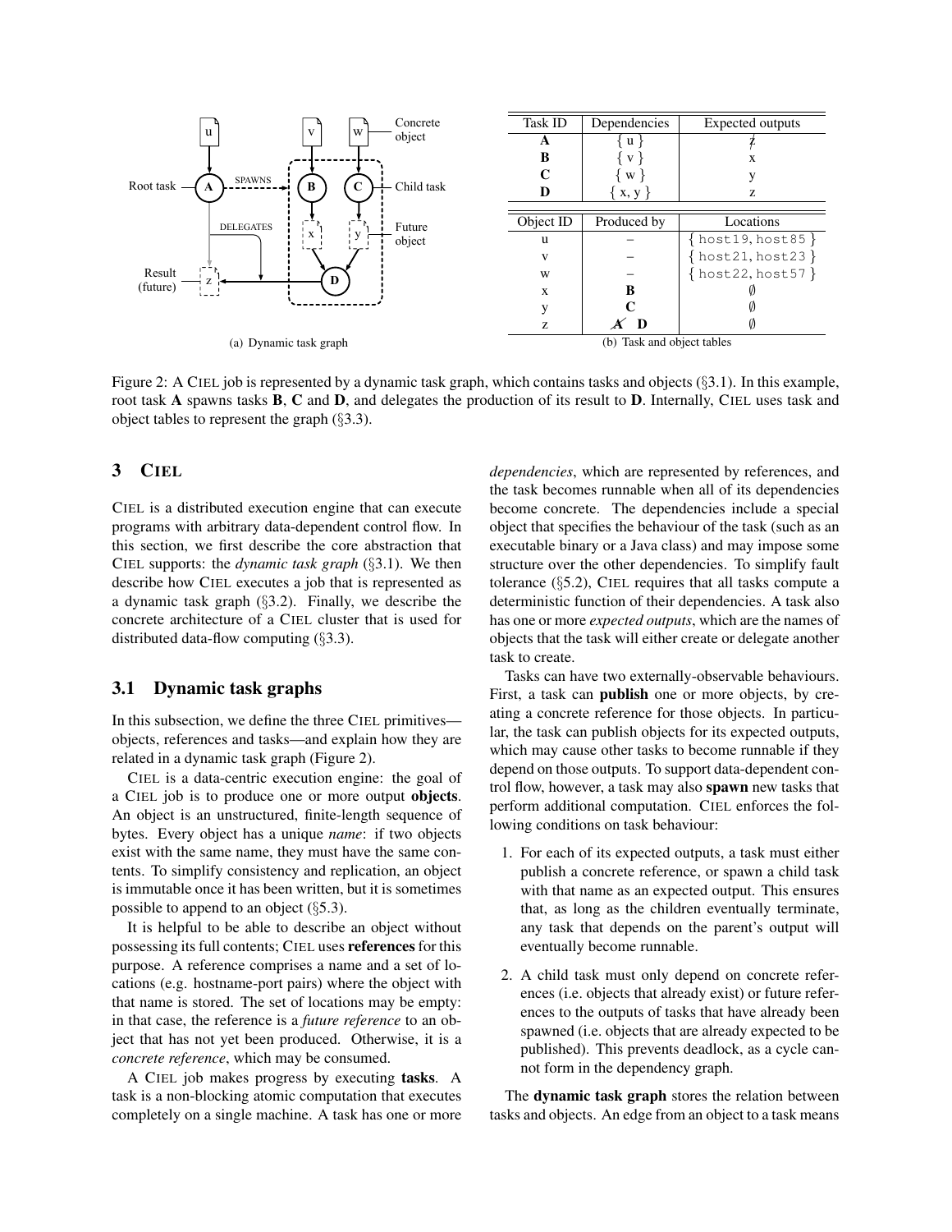(a) Dynamic task graph

| Task ID | Dependencies | Expected outputs |
|---|---|---|
| **A** | { u } | ~~z~~ |
| **B** | { v } | x |
| **C** | { w } | y |
| **D** | { x, y } | z |

| Object ID | Produced by | Locations |
|---|---|---|
| u | – | { host19, host85 } |
| v | – | { host21, host23 } |
| w | – | { host22, host57 } |
| x | **B** | ∅ |
| y | **C** | ∅ |
| z | ~~**A**~~ **D** | ∅ |

(b) Task and object tables

Figure 2: A CIEL job is represented by a dynamic task graph, which contains tasks and objects (§3.1). In this example, root task **A** spawns tasks **B**, **C** and **D**, and delegates the production of its result to **D**. Internally, CIEL uses task and object tables to represent the graph (§3.3).

## 3 CIEL

CIEL is a distributed execution engine that can execute programs with arbitrary data-dependent control flow. In this section, we first describe the core abstraction that CIEL supports: the *dynamic task graph* (§3.1). We then describe how CIEL executes a job that is represented as a dynamic task graph (§3.2). Finally, we describe the concrete architecture of a CIEL cluster that is used for distributed data-flow computing (§3.3).

### 3.1 Dynamic task graphs

In this subsection, we define the three CIEL primitives—objects, references and tasks—and explain how they are related in a dynamic task graph (Figure 2).

CIEL is a data-centric execution engine: the goal of a CIEL job is to produce one or more output **objects**. An object is an unstructured, finite-length sequence of bytes. Every object has a unique *name*: if two objects exist with the same name, they must have the same contents. To simplify consistency and replication, an object is immutable once it has been written, but it is sometimes possible to append to an object (§5.3).

It is helpful to be able to describe an object without possessing its full contents; CIEL uses **references** for this purpose. A reference comprises a name and a set of locations (e.g. hostname-port pairs) where the object with that name is stored. The set of locations may be empty: in that case, the reference is a *future reference* to an object that has not yet been produced. Otherwise, it is a *concrete reference*, which may be consumed.

A CIEL job makes progress by executing **tasks**. A task is a non-blocking atomic computation that executes completely on a single machine. A task has one or more *dependencies*, which are represented by references, and the task becomes runnable when all of its dependencies become concrete. The dependencies include a special object that specifies the behaviour of the task (such as an executable binary or a Java class) and may impose some structure over the other dependencies. To simplify fault tolerance (§5.2), CIEL requires that all tasks compute a deterministic function of their dependencies. A task also has one or more *expected outputs*, which are the names of objects that the task will either create or delegate another task to create.

Tasks can have two externally-observable behaviours. First, a task can **publish** one or more objects, by creating a concrete reference for those objects. In particular, the task can publish objects for its expected outputs, which may cause other tasks to become runnable if they depend on those outputs. To support data-dependent control flow, however, a task may also **spawn** new tasks that perform additional computation. CIEL enforces the following conditions on task behaviour:

1. For each of its expected outputs, a task must either publish a concrete reference, or spawn a child task with that name as an expected output. This ensures that, as long as the children eventually terminate, any task that depends on the parent's output will eventually become runnable.

2. A child task must only depend on concrete references (i.e. objects that already exist) or future references to the outputs of tasks that have already been spawned (i.e. objects that are already expected to be published). This prevents deadlock, as a cycle cannot form in the dependency graph.

The **dynamic task graph** stores the relation between tasks and objects. An edge from an object to a task means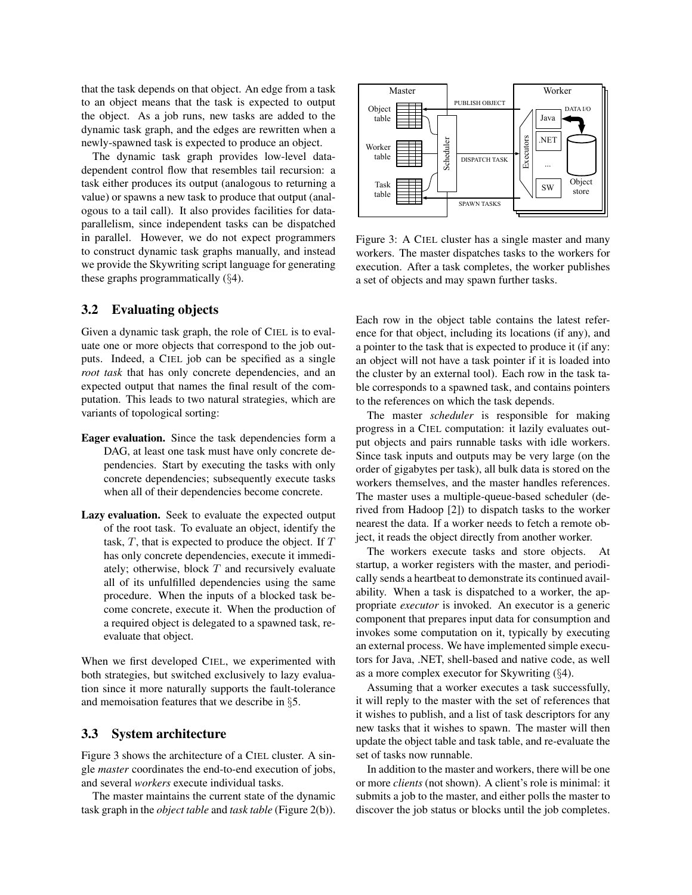that the task depends on that object. An edge from a task to an object means that the task is expected to output the object. As a job runs, new tasks are added to the dynamic task graph, and the edges are rewritten when a newly-spawned task is expected to produce an object.

The dynamic task graph provides low-level data-dependent control flow that resembles tail recursion: a task either produces its output (analogous to returning a value) or spawns a new task to produce that output (analogous to a tail call). It also provides facilities for data-parallelism, since independent tasks can be dispatched in parallel. However, we do not expect programmers to construct dynamic task graphs manually, and instead we provide the Skywriting script language for generating these graphs programmatically (§4).

## 3.2 Evaluating objects

Given a dynamic task graph, the role of CIEL is to evaluate one or more objects that correspond to the job outputs. Indeed, a CIEL job can be specified as a single *root task* that has only concrete dependencies, and an expected output that names the final result of the computation. This leads to two natural strategies, which are variants of topological sorting:

**Eager evaluation.** Since the task dependencies form a DAG, at least one task must have only concrete dependencies. Start by executing the tasks with only concrete dependencies; subsequently execute tasks when all of their dependencies become concrete.

**Lazy evaluation.** Seek to evaluate the expected output of the root task. To evaluate an object, identify the task, $T$, that is expected to produce the object. If $T$ has only concrete dependencies, execute it immediately; otherwise, block $T$ and recursively evaluate all of its unfulfilled dependencies using the same procedure. When the inputs of a blocked task become concrete, execute it. When the production of a required object is delegated to a spawned task, re-evaluate that object.

When we first developed CIEL, we experimented with both strategies, but switched exclusively to lazy evaluation since it more naturally supports the fault-tolerance and memoisation features that we describe in §5.

## 3.3 System architecture

Figure 3 shows the architecture of a CIEL cluster. A single *master* coordinates the end-to-end execution of jobs, and several *workers* execute individual tasks.

The master maintains the current state of the dynamic task graph in the *object table* and *task table* (Figure 2(b)).

Figure 3: A CIEL cluster has a single master and many workers. The master dispatches tasks to the workers for execution. After a task completes, the worker publishes a set of objects and may spawn further tasks.

Each row in the object table contains the latest reference for that object, including its locations (if any), and a pointer to the task that is expected to produce it (if any: an object will not have a task pointer if it is loaded into the cluster by an external tool). Each row in the task table corresponds to a spawned task, and contains pointers to the references on which the task depends.

The master *scheduler* is responsible for making progress in a CIEL computation: it lazily evaluates output objects and pairs runnable tasks with idle workers. Since task inputs and outputs may be very large (on the order of gigabytes per task), all bulk data is stored on the workers themselves, and the master handles references. The master uses a multiple-queue-based scheduler (derived from Hadoop [2]) to dispatch tasks to the worker nearest the data. If a worker needs to fetch a remote object, it reads the object directly from another worker.

The workers execute tasks and store objects. At startup, a worker registers with the master, and periodically sends a heartbeat to demonstrate its continued availability. When a task is dispatched to a worker, the appropriate *executor* is invoked. An executor is a generic component that prepares input data for consumption and invokes some computation on it, typically by executing an external process. We have implemented simple executors for Java, .NET, shell-based and native code, as well as a more complex executor for Skywriting (§4).

Assuming that a worker executes a task successfully, it will reply to the master with the set of references that it wishes to publish, and a list of task descriptors for any new tasks that it wishes to spawn. The master will then update the object table and task table, and re-evaluate the set of tasks now runnable.

In addition to the master and workers, there will be one or more *clients* (not shown). A client's role is minimal: it submits a job to the master, and either polls the master to discover the job status or blocks until the job completes.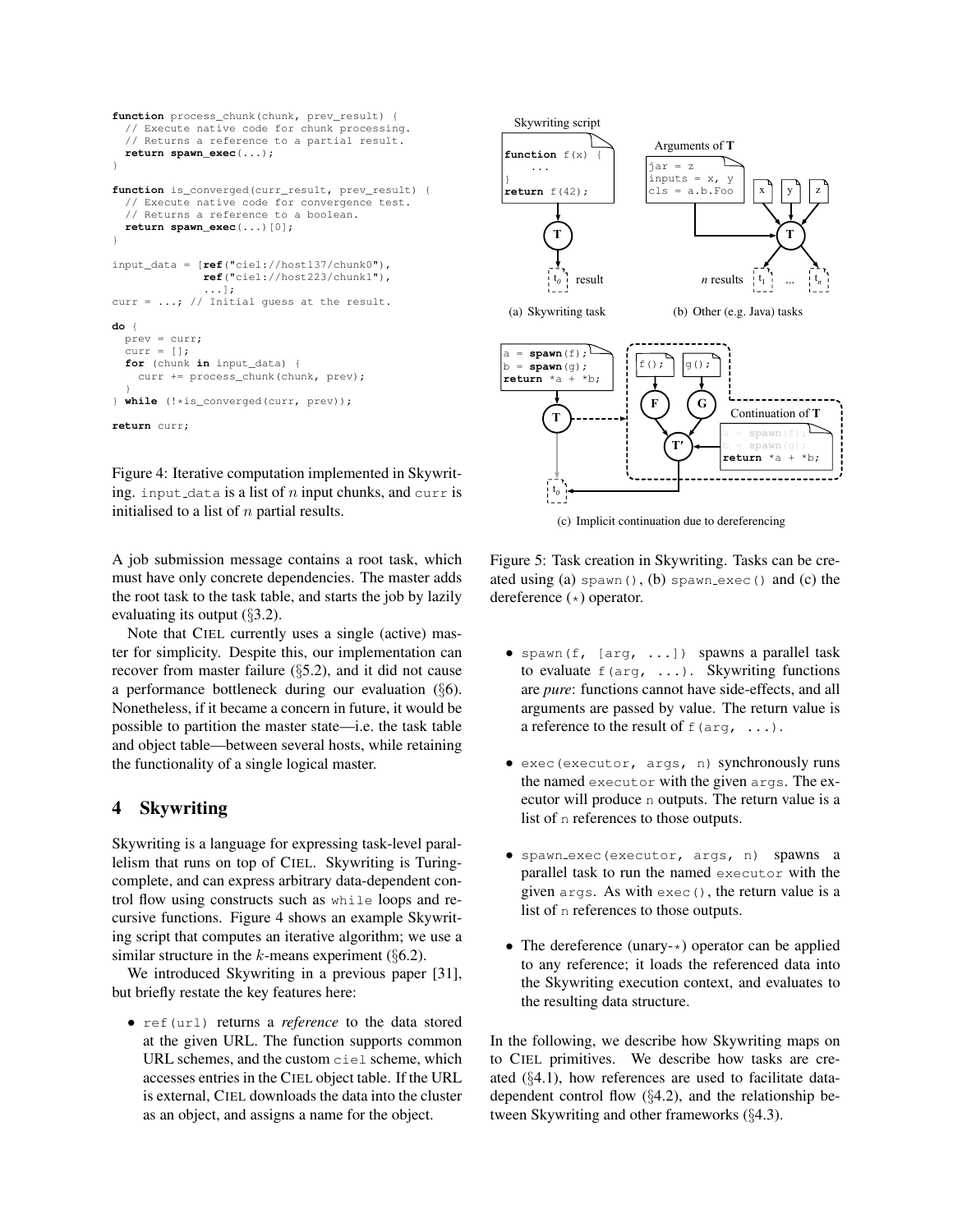```
function process_chunk(chunk, prev_result) {
  // Execute native code for chunk processing.
  // Returns a reference to a partial result.
  return spawn_exec(...);
}

function is_converged(curr_result, prev_result) {
  // Execute native code for convergence test.
  // Returns a reference to a boolean.
  return spawn_exec(...)[0];
}

input_data = [ref("ciel://host137/chunk0"),
              ref("ciel://host223/chunk1"),
              ...];
curr = ...; // Initial guess at the result.

do {
  prev = curr;
  curr = [];
  for (chunk in input_data) {
    curr += process_chunk(chunk, prev);
  }
} while (!*is_converged(curr, prev));

return curr;
```

Figure 4: Iterative computation implemented in Skywriting. input_data is a list of $n$ input chunks, and curr is initialised to a list of $n$ partial results.

A job submission message contains a root task, which must have only concrete dependencies. The master adds the root task to the task table, and starts the job by lazily evaluating its output (§3.2).

Note that CIEL currently uses a single (active) master for simplicity. Despite this, our implementation can recover from master failure (§5.2), and it did not cause a performance bottleneck during our evaluation (§6). Nonetheless, if it became a concern in future, it would be possible to partition the master state—i.e. the task table and object table—between several hosts, while retaining the functionality of a single logical master.

## 4 Skywriting

Skywriting is a language for expressing task-level parallelism that runs on top of CIEL. Skywriting is Turing-complete, and can express arbitrary data-dependent control flow using constructs such as while loops and recursive functions. Figure 4 shows an example Skywriting script that computes an iterative algorithm; we use a similar structure in the $k$-means experiment (§6.2).

We introduced Skywriting in a previous paper [31], but briefly restate the key features here:

- ref(url) returns a *reference* to the data stored at the given URL. The function supports common URL schemes, and the custom ciel scheme, which accesses entries in the CIEL object table. If the URL is external, CIEL downloads the data into the cluster as an object, and assigns a name for the object.

(a) Skywriting task (b) Other (e.g. Java) tasks

(c) Implicit continuation due to dereferencing

Figure 5: Task creation in Skywriting. Tasks can be created using (a) spawn(), (b) spawn_exec() and (c) the dereference (*) operator.

- spawn(f, [arg, ...]) spawns a parallel task to evaluate f(arg, ...). Skywriting functions are *pure*: functions cannot have side-effects, and all arguments are passed by value. The return value is a reference to the result of f(arg, ...).

- exec(executor, args, n) synchronously runs the named executor with the given args. The executor will produce n outputs. The return value is a list of n references to those outputs.

- spawn_exec(executor, args, n) spawns a parallel task to run the named executor with the given args. As with exec(), the return value is a list of n references to those outputs.

- The dereference (unary-*) operator can be applied to any reference; it loads the referenced data into the Skywriting execution context, and evaluates to the resulting data structure.

In the following, we describe how Skywriting maps on to CIEL primitives. We describe how tasks are created (§4.1), how references are used to facilitate data-dependent control flow (§4.2), and the relationship between Skywriting and other frameworks (§4.3).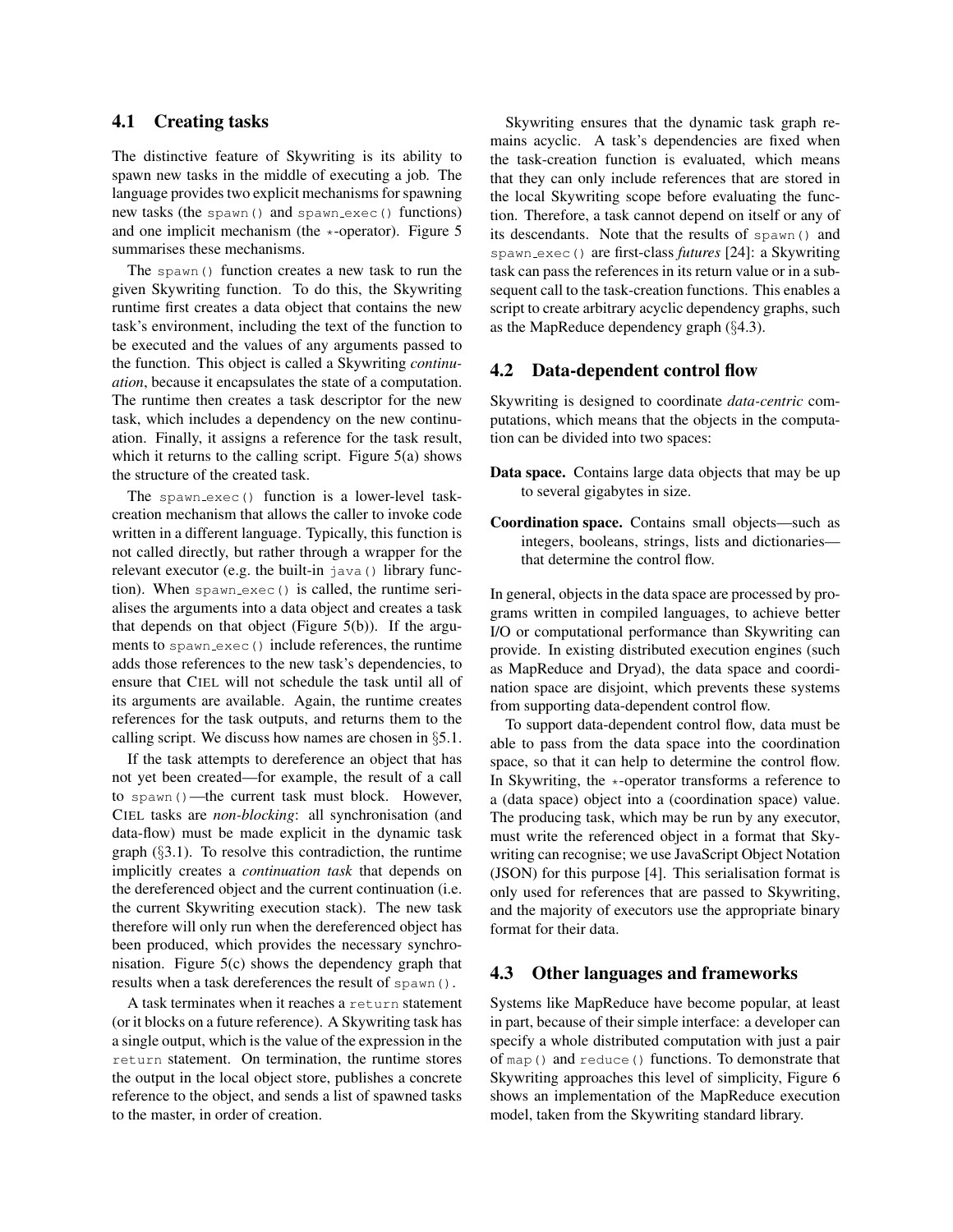## 4.1 Creating tasks

The distinctive feature of Skywriting is its ability to spawn new tasks in the middle of executing a job. The language provides two explicit mechanisms for spawning new tasks (the `spawn()` and `spawn_exec()` functions) and one implicit mechanism (the $\star$-operator). Figure 5 summarises these mechanisms.

The `spawn()` function creates a new task to run the given Skywriting function. To do this, the Skywriting runtime first creates a data object that contains the new task's environment, including the text of the function to be executed and the values of any arguments passed to the function. This object is called a Skywriting *continuation*, because it encapsulates the state of a computation. The runtime then creates a task descriptor for the new task, which includes a dependency on the new continuation. Finally, it assigns a reference for the task result, which it returns to the calling script. Figure 5(a) shows the structure of the created task.

The `spawn_exec()` function is a lower-level task-creation mechanism that allows the caller to invoke code written in a different language. Typically, this function is not called directly, but rather through a wrapper for the relevant executor (e.g. the built-in `java()` library function). When `spawn_exec()` is called, the runtime serialises the arguments into a data object and creates a task that depends on that object (Figure 5(b)). If the arguments to `spawn_exec()` include references, the runtime adds those references to the new task's dependencies, to ensure that CIEL will not schedule the task until all of its arguments are available. Again, the runtime creates references for the task outputs, and returns them to the calling script. We discuss how names are chosen in §5.1.

If the task attempts to dereference an object that has not yet been created—for example, the result of a call to `spawn()`—the current task must block. However, CIEL tasks are *non-blocking*: all synchronisation (and data-flow) must be made explicit in the dynamic task graph (§3.1). To resolve this contradiction, the runtime implicitly creates a *continuation task* that depends on the dereferenced object and the current continuation (i.e. the current Skywriting execution stack). The new task therefore will only run when the dereferenced object has been produced, which provides the necessary synchronisation. Figure 5(c) shows the dependency graph that results when a task dereferences the result of `spawn()`.

A task terminates when it reaches a `return` statement (or it blocks on a future reference). A Skywriting task has a single output, which is the value of the expression in the `return` statement. On termination, the runtime stores the output in the local object store, publishes a concrete reference to the object, and sends a list of spawned tasks to the master, in order of creation.

Skywriting ensures that the dynamic task graph remains acyclic. A task's dependencies are fixed when the task-creation function is evaluated, which means that they can only include references that are stored in the local Skywriting scope before evaluating the function. Therefore, a task cannot depend on itself or any of its descendants. Note that the results of `spawn()` and `spawn_exec()` are first-class *futures* [24]: a Skywriting task can pass the references in its return value or in a subsequent call to the task-creation functions. This enables a script to create arbitrary acyclic dependency graphs, such as the MapReduce dependency graph (§4.3).

## 4.2 Data-dependent control flow

Skywriting is designed to coordinate *data-centric* computations, which means that the objects in the computation can be divided into two spaces:

**Data space.** Contains large data objects that may be up to several gigabytes in size.

**Coordination space.** Contains small objects—such as integers, booleans, strings, lists and dictionaries—that determine the control flow.

In general, objects in the data space are processed by programs written in compiled languages, to achieve better I/O or computational performance than Skywriting can provide. In existing distributed execution engines (such as MapReduce and Dryad), the data space and coordination space are disjoint, which prevents these systems from supporting data-dependent control flow.

To support data-dependent control flow, data must be able to pass from the data space into the coordination space, so that it can help to determine the control flow. In Skywriting, the $\star$-operator transforms a reference to a (data space) object into a (coordination space) value. The producing task, which may be run by any executor, must write the referenced object in a format that Skywriting can recognise; we use JavaScript Object Notation (JSON) for this purpose [4]. This serialisation format is only used for references that are passed to Skywriting, and the majority of executors use the appropriate binary format for their data.

## 4.3 Other languages and frameworks

Systems like MapReduce have become popular, at least in part, because of their simple interface: a developer can specify a whole distributed computation with just a pair of `map()` and `reduce()` functions. To demonstrate that Skywriting approaches this level of simplicity, Figure 6 shows an implementation of the MapReduce execution model, taken from the Skywriting standard library.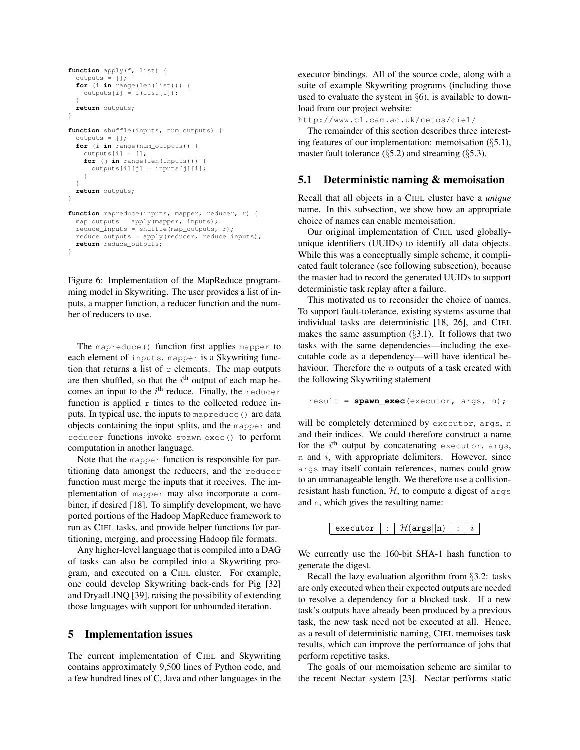```
function apply(f, list) {
  outputs = [];
  for (i in range(len(list))) {
    outputs[i] = f(list[i]);
  }
  return outputs;
}

function shuffle(inputs, num_outputs) {
  outputs = [];
  for (i in range(num_outputs)) {
    outputs[i] = [];
    for (j in range(len(inputs))) {
      outputs[i][j] = inputs[j][i];
    }
  }
  return outputs;
}

function mapreduce(inputs, mapper, reducer, r) {
  map_outputs = apply(mapper, inputs);
  reduce_inputs = shuffle(map_outputs, r);
  reduce_outputs = apply(reducer, reduce_inputs);
  return reduce_outputs;
}
```

Figure 6: Implementation of the MapReduce programming model in Skywriting. The user provides a list of inputs, a mapper function, a reducer function and the number of reducers to use.

The `mapreduce()` function first applies `mapper` to each element of `inputs`. `mapper` is a Skywriting function that returns a list of `r` elements. The map outputs are then shuffled, so that the $i^{\text{th}}$ output of each map becomes an input to the $i^{\text{th}}$ reduce. Finally, the `reducer` function is applied `r` times to the collected reduce inputs. In typical use, the inputs to `mapreduce()` are data objects containing the input splits, and the `mapper` and `reducer` functions invoke `spawn_exec()` to perform computation in another language.

Note that the `mapper` function is responsible for partitioning data amongst the reducers, and the `reducer` function must merge the inputs that it receives. The implementation of `mapper` may also incorporate a combiner, if desired [18]. To simplify development, we have ported portions of the Hadoop MapReduce framework to run as CIEL tasks, and provide helper functions for partitioning, merging, and processing Hadoop file formats.

Any higher-level language that is compiled into a DAG of tasks can also be compiled into a Skywriting program, and executed on a CIEL cluster. For example, one could develop Skywriting back-ends for Pig [32] and DryadLINQ [39], raising the possibility of extending those languages with support for unbounded iteration.

# 5 Implementation issues

The current implementation of CIEL and Skywriting contains approximately 9,500 lines of Python code, and a few hundred lines of C, Java and other languages in the executor bindings. All of the source code, along with a suite of example Skywriting programs (including those used to evaluate the system in §6), is available to download from our project website:

`http://www.cl.cam.ac.uk/netos/ciel/`

The remainder of this section describes three interesting features of our implementation: memoisation (§5.1), master fault tolerance (§5.2) and streaming (§5.3).

## 5.1 Deterministic naming & memoisation

Recall that all objects in a CIEL cluster have a *unique* name. In this subsection, we show how an appropriate choice of names can enable memoisation.

Our original implementation of CIEL used globally-unique identifiers (UUIDs) to identify all data objects. While this was a conceptually simple scheme, it complicated fault tolerance (see following subsection), because the master had to record the generated UUIDs to support deterministic task replay after a failure.

This motivated us to reconsider the choice of names. To support fault-tolerance, existing systems assume that individual tasks are deterministic [18, 26], and CIEL makes the same assumption (§3.1). It follows that two tasks with the same dependencies—including the executable code as a dependency—will have identical behaviour. Therefore the $n$ outputs of a task created with the following Skywriting statement

```
result = spawn_exec(executor, args, n);
```

will be completely determined by `executor`, `args`, `n` and their indices. We could therefore construct a name for the $i^{\text{th}}$ output by concatenating `executor`, `args`, `n` and $i$, with appropriate delimiters. However, since `args` may itself contain references, names could grow to an unmanageable length. We therefore use a collision-resistant hash function, $\mathcal{H}$, to compute a digest of `args` and `n`, which gives the resulting name:

| executor | : | $\mathcal{H}$(args‖n) | : | $i$ |
|---|---|---|---|---|

We currently use the 160-bit SHA-1 hash function to generate the digest.

Recall the lazy evaluation algorithm from §3.2: tasks are only executed when their expected outputs are needed to resolve a dependency for a blocked task. If a new task's outputs have already been produced by a previous task, the new task need not be executed at all. Hence, as a result of deterministic naming, CIEL memoises task results, which can improve the performance of jobs that perform repetitive tasks.

The goals of our memoisation scheme are similar to the recent Nectar system [23]. Nectar performs static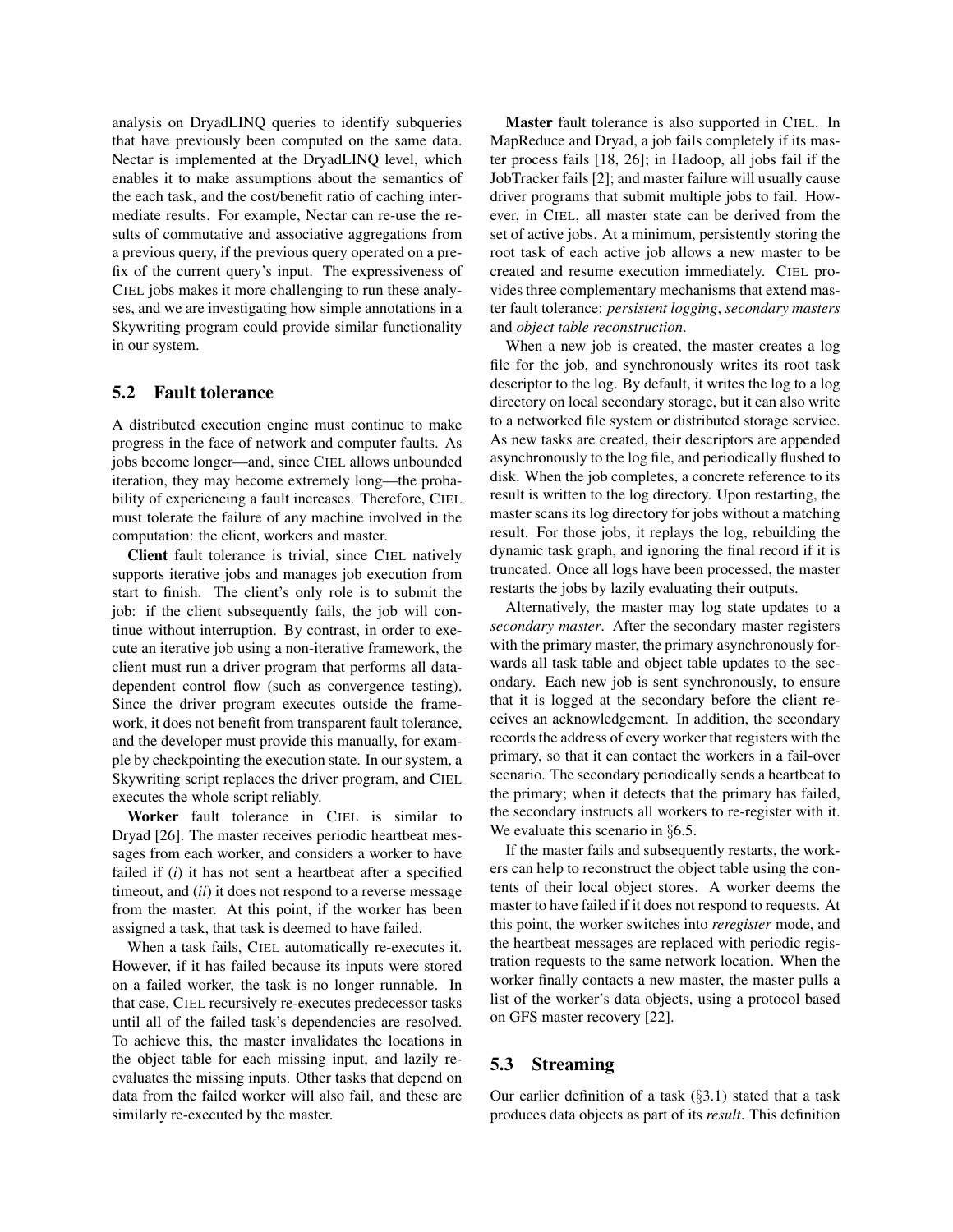analysis on DryadLINQ queries to identify subqueries that have previously been computed on the same data. Nectar is implemented at the DryadLINQ level, which enables it to make assumptions about the semantics of the each task, and the cost/benefit ratio of caching intermediate results. For example, Nectar can re-use the results of commutative and associative aggregations from a previous query, if the previous query operated on a prefix of the current query's input. The expressiveness of CIEL jobs makes it more challenging to run these analyses, and we are investigating how simple annotations in a Skywriting program could provide similar functionality in our system.

## 5.2 Fault tolerance

A distributed execution engine must continue to make progress in the face of network and computer faults. As jobs become longer—and, since CIEL allows unbounded iteration, they may become extremely long—the probability of experiencing a fault increases. Therefore, CIEL must tolerate the failure of any machine involved in the computation: the client, workers and master.

**Client** fault tolerance is trivial, since CIEL natively supports iterative jobs and manages job execution from start to finish. The client's only role is to submit the job: if the client subsequently fails, the job will continue without interruption. By contrast, in order to execute an iterative job using a non-iterative framework, the client must run a driver program that performs all data-dependent control flow (such as convergence testing). Since the driver program executes outside the framework, it does not benefit from transparent fault tolerance, and the developer must provide this manually, for example by checkpointing the execution state. In our system, a Skywriting script replaces the driver program, and CIEL executes the whole script reliably.

**Worker** fault tolerance in CIEL is similar to Dryad [26]. The master receives periodic heartbeat messages from each worker, and considers a worker to have failed if (*i*) it has not sent a heartbeat after a specified timeout, and (*ii*) it does not respond to a reverse message from the master. At this point, if the worker has been assigned a task, that task is deemed to have failed.

When a task fails, CIEL automatically re-executes it. However, if it has failed because its inputs were stored on a failed worker, the task is no longer runnable. In that case, CIEL recursively re-executes predecessor tasks until all of the failed task's dependencies are resolved. To achieve this, the master invalidates the locations in the object table for each missing input, and lazily re-evaluates the missing inputs. Other tasks that depend on data from the failed worker will also fail, and these are similarly re-executed by the master.

**Master** fault tolerance is also supported in CIEL. In MapReduce and Dryad, a job fails completely if its master process fails [18, 26]; in Hadoop, all jobs fail if the JobTracker fails [2]; and master failure will usually cause driver programs that submit multiple jobs to fail. However, in CIEL, all master state can be derived from the set of active jobs. At a minimum, persistently storing the root task of each active job allows a new master to be created and resume execution immediately. CIEL provides three complementary mechanisms that extend master fault tolerance: *persistent logging*, *secondary masters* and *object table reconstruction*.

When a new job is created, the master creates a log file for the job, and synchronously writes its root task descriptor to the log. By default, it writes the log to a log directory on local secondary storage, but it can also write to a networked file system or distributed storage service. As new tasks are created, their descriptors are appended asynchronously to the log file, and periodically flushed to disk. When the job completes, a concrete reference to its result is written to the log directory. Upon restarting, the master scans its log directory for jobs without a matching result. For those jobs, it replays the log, rebuilding the dynamic task graph, and ignoring the final record if it is truncated. Once all logs have been processed, the master restarts the jobs by lazily evaluating their outputs.

Alternatively, the master may log state updates to a *secondary master*. After the secondary master registers with the primary master, the primary asynchronously forwards all task table and object table updates to the secondary. Each new job is sent synchronously, to ensure that it is logged at the secondary before the client receives an acknowledgement. In addition, the secondary records the address of every worker that registers with the primary, so that it can contact the workers in a fail-over scenario. The secondary periodically sends a heartbeat to the primary; when it detects that the primary has failed, the secondary instructs all workers to re-register with it. We evaluate this scenario in §6.5.

If the master fails and subsequently restarts, the workers can help to reconstruct the object table using the contents of their local object stores. A worker deems the master to have failed if it does not respond to requests. At this point, the worker switches into *reregister* mode, and the heartbeat messages are replaced with periodic registration requests to the same network location. When the worker finally contacts a new master, the master pulls a list of the worker's data objects, using a protocol based on GFS master recovery [22].

## 5.3 Streaming

Our earlier definition of a task (§3.1) stated that a task produces data objects as part of its *result*. This definition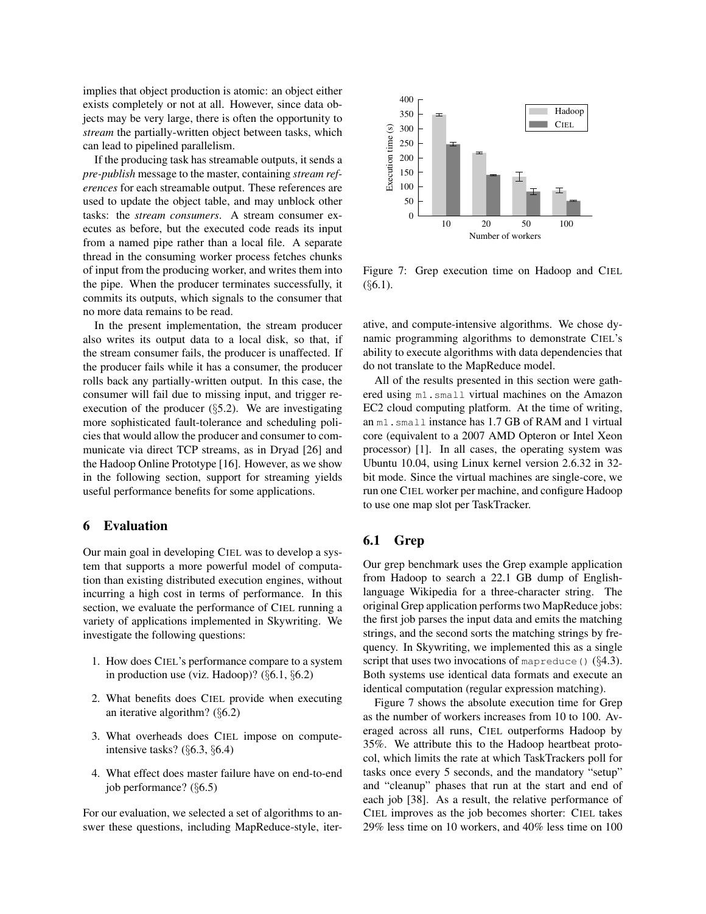implies that object production is atomic: an object either exists completely or not at all. However, since data objects may be very large, there is often the opportunity to *stream* the partially-written object between tasks, which can lead to pipelined parallelism.

If the producing task has streamable outputs, it sends a *pre-publish* message to the master, containing *stream references* for each streamable output. These references are used to update the object table, and may unblock other tasks: the *stream consumers*. A stream consumer executes as before, but the executed code reads its input from a named pipe rather than a local file. A separate thread in the consuming worker process fetches chunks of input from the producing worker, and writes them into the pipe. When the producer terminates successfully, it commits its outputs, which signals to the consumer that no more data remains to be read.

In the present implementation, the stream producer also writes its output data to a local disk, so that, if the stream consumer fails, the producer is unaffected. If the producer fails while it has a consumer, the producer rolls back any partially-written output. In this case, the consumer will fail due to missing input, and trigger re-execution of the producer (§5.2). We are investigating more sophisticated fault-tolerance and scheduling policies that would allow the producer and consumer to communicate via direct TCP streams, as in Dryad [26] and the Hadoop Online Prototype [16]. However, as we show in the following section, support for streaming yields useful performance benefits for some applications.

## 6 Evaluation

Our main goal in developing CIEL was to develop a system that supports a more powerful model of computation than existing distributed execution engines, without incurring a high cost in terms of performance. In this section, we evaluate the performance of CIEL running a variety of applications implemented in Skywriting. We investigate the following questions:

1. How does CIEL's performance compare to a system in production use (viz. Hadoop)? (§6.1, §6.2)
2. What benefits does CIEL provide when executing an iterative algorithm? (§6.2)
3. What overheads does CIEL impose on compute-intensive tasks? (§6.3, §6.4)
4. What effect does master failure have on end-to-end job performance? (§6.5)

For our evaluation, we selected a set of algorithms to answer these questions, including MapReduce-style, iterative, and compute-intensive algorithms. We chose dynamic programming algorithms to demonstrate CIEL's ability to execute algorithms with data dependencies that do not translate to the MapReduce model.

Figure 7: Grep execution time on Hadoop and CIEL (§6.1).

All of the results presented in this section were gathered using `m1.small` virtual machines on the Amazon EC2 cloud computing platform. At the time of writing, an `m1.small` instance has 1.7 GB of RAM and 1 virtual core (equivalent to a 2007 AMD Opteron or Intel Xeon processor) [1]. In all cases, the operating system was Ubuntu 10.04, using Linux kernel version 2.6.32 in 32-bit mode. Since the virtual machines are single-core, we run one CIEL worker per machine, and configure Hadoop to use one map slot per TaskTracker.

### 6.1 Grep

Our grep benchmark uses the Grep example application from Hadoop to search a 22.1 GB dump of English-language Wikipedia for a three-character string. The original Grep application performs two MapReduce jobs: the first job parses the input data and emits the matching strings, and the second sorts the matching strings by frequency. In Skywriting, we implemented this as a single script that uses two invocations of `mapreduce()` (§4.3). Both systems use identical data formats and execute an identical computation (regular expression matching).

Figure 7 shows the absolute execution time for Grep as the number of workers increases from 10 to 100. Averaged across all runs, CIEL outperforms Hadoop by 35%. We attribute this to the Hadoop heartbeat protocol, which limits the rate at which TaskTrackers poll for tasks once every 5 seconds, and the mandatory "setup" and "cleanup" phases that run at the start and end of each job [38]. As a result, the relative performance of CIEL improves as the job becomes shorter: CIEL takes 29% less time on 10 workers, and 40% less time on 100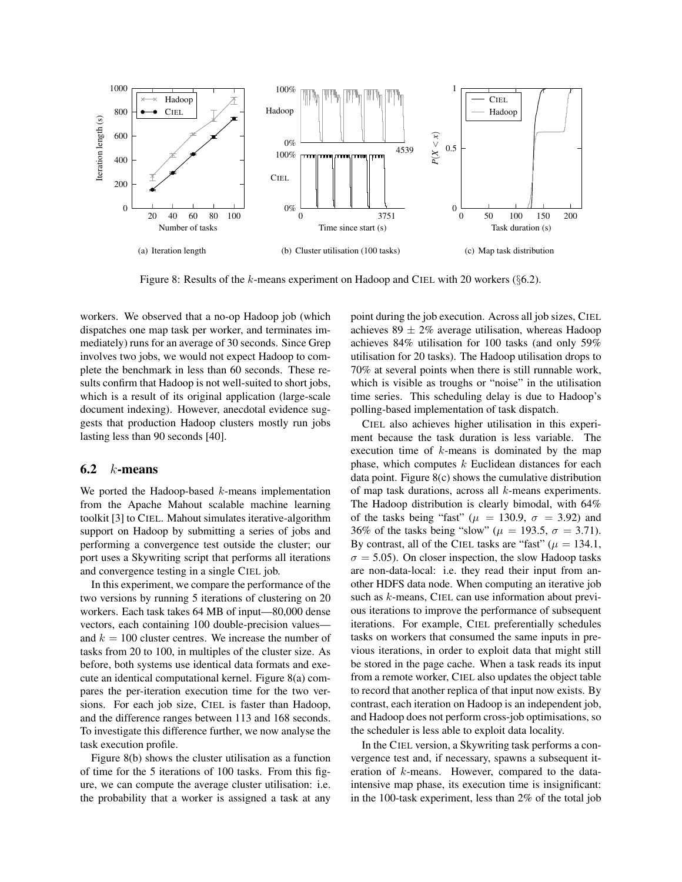(a) Iteration length

(b) Cluster utilisation (100 tasks)

(c) Map task distribution

Figure 8: Results of the $k$-means experiment on Hadoop and CIEL with 20 workers (§6.2).

workers. We observed that a no-op Hadoop job (which dispatches one map task per worker, and terminates immediately) runs for an average of 30 seconds. Since Grep involves two jobs, we would not expect Hadoop to complete the benchmark in less than 60 seconds. These results confirm that Hadoop is not well-suited to short jobs, which is a result of its original application (large-scale document indexing). However, anecdotal evidence suggests that production Hadoop clusters mostly run jobs lasting less than 90 seconds [40].

## 6.2 $k$-means

We ported the Hadoop-based $k$-means implementation from the Apache Mahout scalable machine learning toolkit [3] to CIEL. Mahout simulates iterative-algorithm support on Hadoop by submitting a series of jobs and performing a convergence test outside the cluster; our port uses a Skywriting script that performs all iterations and convergence testing in a single CIEL job.

In this experiment, we compare the performance of the two versions by running 5 iterations of clustering on 20 workers. Each task takes 64 MB of input—80,000 dense vectors, each containing 100 double-precision values—and $k = 100$ cluster centres. We increase the number of tasks from 20 to 100, in multiples of the cluster size. As before, both systems use identical data formats and execute an identical computational kernel. Figure 8(a) compares the per-iteration execution time for the two versions. For each job size, CIEL is faster than Hadoop, and the difference ranges between 113 and 168 seconds. To investigate this difference further, we now analyse the task execution profile.

Figure 8(b) shows the cluster utilisation as a function of time for the 5 iterations of 100 tasks. From this figure, we can compute the average cluster utilisation: i.e. the probability that a worker is assigned a task at any point during the job execution. Across all job sizes, CIEL achieves $89 \pm 2\%$ average utilisation, whereas Hadoop achieves 84% utilisation for 100 tasks (and only 59% utilisation for 20 tasks). The Hadoop utilisation drops to 70% at several points when there is still runnable work, which is visible as troughs or "noise" in the utilisation time series. This scheduling delay is due to Hadoop's polling-based implementation of task dispatch.

CIEL also achieves higher utilisation in this experiment because the task duration is less variable. The execution time of $k$-means is dominated by the map phase, which computes $k$ Euclidean distances for each data point. Figure 8(c) shows the cumulative distribution of map task durations, across all $k$-means experiments. The Hadoop distribution is clearly bimodal, with 64% of the tasks being "fast" ($\mu = 130.9$, $\sigma = 3.92$) and 36% of the tasks being "slow" ($\mu = 193.5$, $\sigma = 3.71$). By contrast, all of the CIEL tasks are "fast" ($\mu = 134.1$, $\sigma = 5.05$). On closer inspection, the slow Hadoop tasks are non-data-local: i.e. they read their input from another HDFS data node. When computing an iterative job such as $k$-means, CIEL can use information about previous iterations to improve the performance of subsequent iterations. For example, CIEL preferentially schedules tasks on workers that consumed the same inputs in previous iterations, in order to exploit data that might still be stored in the page cache. When a task reads its input from a remote worker, CIEL also updates the object table to record that another replica of that input now exists. By contrast, each iteration on Hadoop is an independent job, and Hadoop does not perform cross-job optimisations, so the scheduler is less able to exploit data locality.

In the CIEL version, a Skywriting task performs a convergence test and, if necessary, spawns a subsequent iteration of $k$-means. However, compared to the data-intensive map phase, its execution time is insignificant: in the 100-task experiment, less than 2% of the total job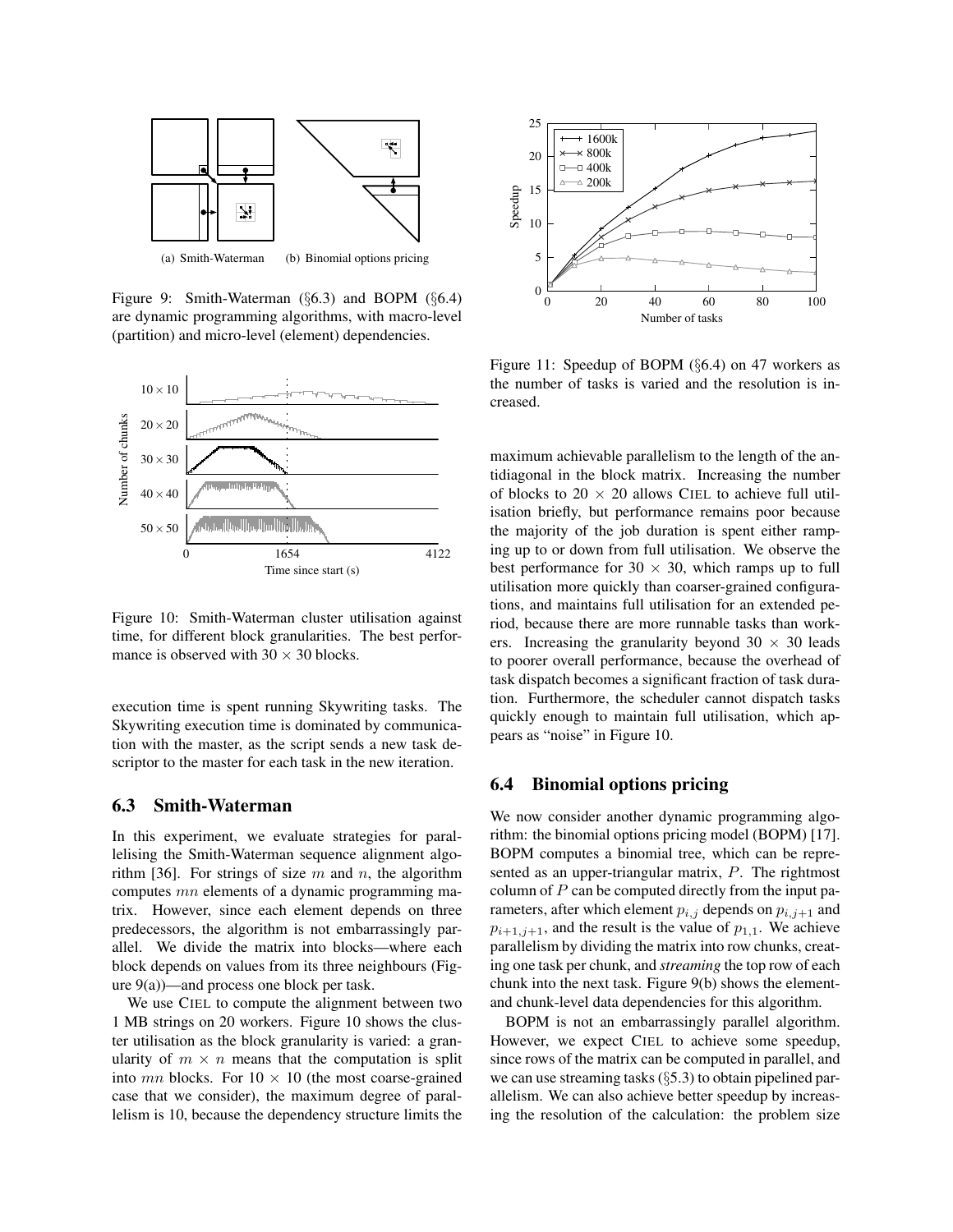(a) Smith-Waterman (b) Binomial options pricing

Figure 9: Smith-Waterman (§6.3) and BOPM (§6.4) are dynamic programming algorithms, with macro-level (partition) and micro-level (element) dependencies.

Figure 10: Smith-Waterman cluster utilisation against time, for different block granularities. The best performance is observed with $30 \times 30$ blocks.

execution time is spent running Skywriting tasks. The Skywriting execution time is dominated by communication with the master, as the script sends a new task descriptor to the master for each task in the new iteration.

## 6.3 Smith-Waterman

In this experiment, we evaluate strategies for parallelising the Smith-Waterman sequence alignment algorithm [36]. For strings of size $m$ and $n$, the algorithm computes $mn$ elements of a dynamic programming matrix. However, since each element depends on three predecessors, the algorithm is not embarrassingly parallel. We divide the matrix into blocks—where each block depends on values from its three neighbours (Figure 9(a))—and process one block per task.

We use CIEL to compute the alignment between two 1 MB strings on 20 workers. Figure 10 shows the cluster utilisation as the block granularity is varied: a granularity of $m \times n$ means that the computation is split into $mn$ blocks. For $10 \times 10$ (the most coarse-grained case that we consider), the maximum degree of parallelism is 10, because the dependency structure limits the maximum achievable parallelism to the length of the antidiagonal in the block matrix. Increasing the number of blocks to $20 \times 20$ allows CIEL to achieve full utilisation briefly, but performance remains poor because the majority of the job duration is spent either ramping up to or down from full utilisation. We observe the best performance for $30 \times 30$, which ramps up to full utilisation more quickly than coarser-grained configurations, and maintains full utilisation for an extended period, because there are more runnable tasks than workers. Increasing the granularity beyond $30 \times 30$ leads to poorer overall performance, because the overhead of task dispatch becomes a significant fraction of task duration. Furthermore, the scheduler cannot dispatch tasks quickly enough to maintain full utilisation, which appears as "noise" in Figure 10.

Figure 11: Speedup of BOPM (§6.4) on 47 workers as the number of tasks is varied and the resolution is increased.

## 6.4 Binomial options pricing

We now consider another dynamic programming algorithm: the binomial options pricing model (BOPM) [17]. BOPM computes a binomial tree, which can be represented as an upper-triangular matrix, $P$. The rightmost column of $P$ can be computed directly from the input parameters, after which element $p_{i,j}$ depends on $p_{i,j+1}$ and $p_{i+1,j+1}$, and the result is the value of $p_{1,1}$. We achieve parallelism by dividing the matrix into row chunks, creating one task per chunk, and *streaming* the top row of each chunk into the next task. Figure 9(b) shows the element- and chunk-level data dependencies for this algorithm.

BOPM is not an embarrassingly parallel algorithm. However, we expect CIEL to achieve some speedup, since rows of the matrix can be computed in parallel, and we can use streaming tasks (§5.3) to obtain pipelined parallelism. We can also achieve better speedup by increasing the resolution of the calculation: the problem size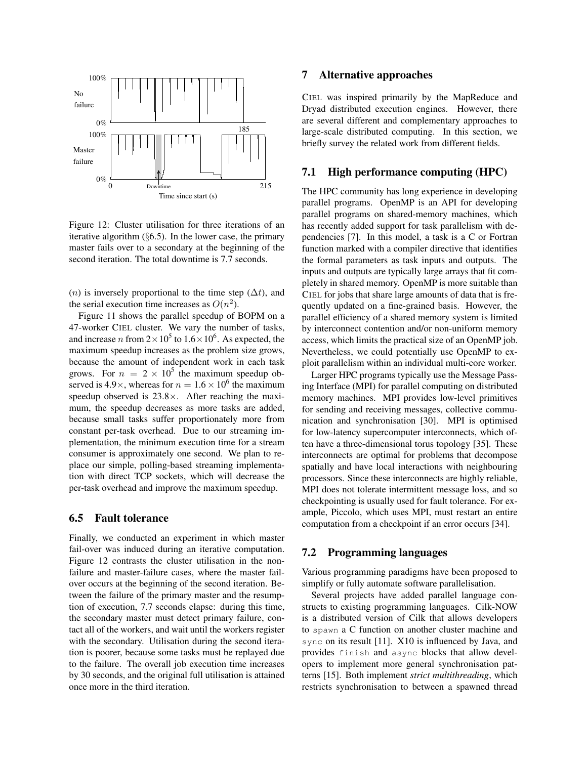Figure 12: Cluster utilisation for three iterations of an iterative algorithm (§6.5). In the lower case, the primary master fails over to a secondary at the beginning of the second iteration. The total downtime is 7.7 seconds.

($n$) is inversely proportional to the time step ($\Delta t$), and the serial execution time increases as $O(n^2)$.

Figure 11 shows the parallel speedup of BOPM on a 47-worker CIEL cluster. We vary the number of tasks, and increase $n$ from $2 \times 10^5$ to $1.6 \times 10^6$. As expected, the maximum speedup increases as the problem size grows, because the amount of independent work in each task grows. For $n = 2 \times 10^5$ the maximum speedup observed is 4.9×, whereas for $n = 1.6 \times 10^6$ the maximum speedup observed is 23.8×. After reaching the maximum, the speedup decreases as more tasks are added, because small tasks suffer proportionately more from constant per-task overhead. Due to our streaming implementation, the minimum execution time for a stream consumer is approximately one second. We plan to replace our simple, polling-based streaming implementation with direct TCP sockets, which will decrease the per-task overhead and improve the maximum speedup.

### 6.5 Fault tolerance

Finally, we conducted an experiment in which master fail-over was induced during an iterative computation. Figure 12 contrasts the cluster utilisation in the non-failure and master-failure cases, where the master fail-over occurs at the beginning of the second iteration. Between the failure of the primary master and the resumption of execution, 7.7 seconds elapse: during this time, the secondary master must detect primary failure, contact all of the workers, and wait until the workers register with the secondary. Utilisation during the second iteration is poorer, because some tasks must be replayed due to the failure. The overall job execution time increases by 30 seconds, and the original full utilisation is attained once more in the third iteration.

## 7 Alternative approaches

CIEL was inspired primarily by the MapReduce and Dryad distributed execution engines. However, there are several different and complementary approaches to large-scale distributed computing. In this section, we briefly survey the related work from different fields.

### 7.1 High performance computing (HPC)

The HPC community has long experience in developing parallel programs. OpenMP is an API for developing parallel programs on shared-memory machines, which has recently added support for task parallelism with dependencies [7]. In this model, a task is a C or Fortran function marked with a compiler directive that identifies the formal parameters as task inputs and outputs. The inputs and outputs are typically large arrays that fit completely in shared memory. OpenMP is more suitable than CIEL for jobs that share large amounts of data that is frequently updated on a fine-grained basis. However, the parallel efficiency of a shared memory system is limited by interconnect contention and/or non-uniform memory access, which limits the practical size of an OpenMP job. Nevertheless, we could potentially use OpenMP to exploit parallelism within an individual multi-core worker.

Larger HPC programs typically use the Message Passing Interface (MPI) for parallel computing on distributed memory machines. MPI provides low-level primitives for sending and receiving messages, collective communication and synchronisation [30]. MPI is optimised for low-latency supercomputer interconnects, which often have a three-dimensional torus topology [35]. These interconnects are optimal for problems that decompose spatially and have local interactions with neighbouring processors. Since these interconnects are highly reliable, MPI does not tolerate intermittent message loss, and so checkpointing is usually used for fault tolerance. For example, Piccolo, which uses MPI, must restart an entire computation from a checkpoint if an error occurs [34].

### 7.2 Programming languages

Various programming paradigms have been proposed to simplify or fully automate software parallelisation.

Several projects have added parallel language constructs to existing programming languages. Cilk-NOW is a distributed version of Cilk that allows developers to `spawn` a C function on another cluster machine and `sync` on its result [11]. X10 is influenced by Java, and provides `finish` and `async` blocks that allow developers to implement more general synchronisation patterns [15]. Both implement *strict multithreading*, which restricts synchronisation to between a spawned thread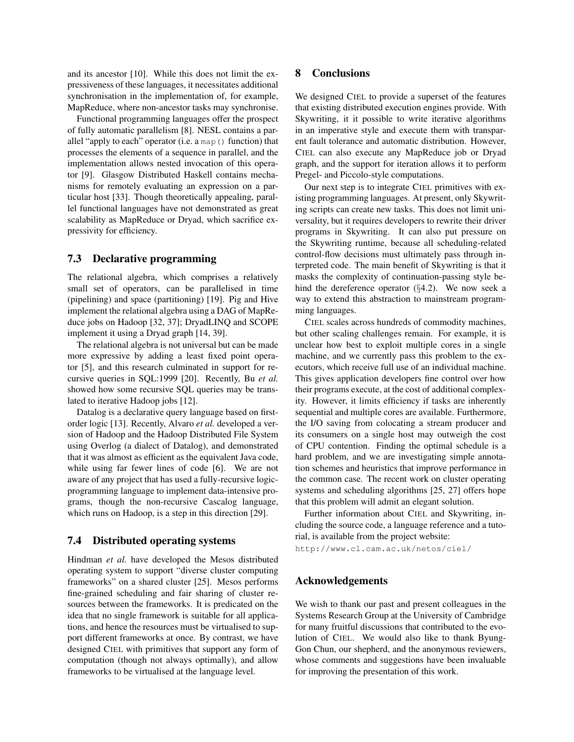and its ancestor [10]. While this does not limit the expressiveness of these languages, it necessitates additional synchronisation in the implementation of, for example, MapReduce, where non-ancestor tasks may synchronise.

Functional programming languages offer the prospect of fully automatic parallelism [8]. NESL contains a parallel "apply to each" operator (i.e. a `map()` function) that processes the elements of a sequence in parallel, and the implementation allows nested invocation of this operator [9]. Glasgow Distributed Haskell contains mechanisms for remotely evaluating an expression on a particular host [33]. Though theoretically appealing, parallel functional languages have not demonstrated as great scalability as MapReduce or Dryad, which sacrifice expressivity for efficiency.

### 7.3 Declarative programming

The relational algebra, which comprises a relatively small set of operators, can be parallelised in time (pipelining) and space (partitioning) [19]. Pig and Hive implement the relational algebra using a DAG of MapReduce jobs on Hadoop [32, 37]; DryadLINQ and SCOPE implement it using a Dryad graph [14, 39].

The relational algebra is not universal but can be made more expressive by adding a least fixed point operator [5], and this research culminated in support for recursive queries in SQL:1999 [20]. Recently, Bu *et al.* showed how some recursive SQL queries may be translated to iterative Hadoop jobs [12].

Datalog is a declarative query language based on first-order logic [13]. Recently, Alvaro *et al.* developed a version of Hadoop and the Hadoop Distributed File System using Overlog (a dialect of Datalog), and demonstrated that it was almost as efficient as the equivalent Java code, while using far fewer lines of code [6]. We are not aware of any project that has used a fully-recursive logic-programming language to implement data-intensive programs, though the non-recursive Cascalog language, which runs on Hadoop, is a step in this direction [29].

### 7.4 Distributed operating systems

Hindman *et al.* have developed the Mesos distributed operating system to support "diverse cluster computing frameworks" on a shared cluster [25]. Mesos performs fine-grained scheduling and fair sharing of cluster resources between the frameworks. It is predicated on the idea that no single framework is suitable for all applications, and hence the resources must be virtualised to support different frameworks at once. By contrast, we have designed CIEL with primitives that support any form of computation (though not always optimally), and allow frameworks to be virtualised at the language level.

## 8 Conclusions

We designed CIEL to provide a superset of the features that existing distributed execution engines provide. With Skywriting, it it possible to write iterative algorithms in an imperative style and execute them with transparent fault tolerance and automatic distribution. However, CIEL can also execute any MapReduce job or Dryad graph, and the support for iteration allows it to perform Pregel- and Piccolo-style computations.

Our next step is to integrate CIEL primitives with existing programming languages. At present, only Skywriting scripts can create new tasks. This does not limit universality, but it requires developers to rewrite their driver programs in Skywriting. It can also put pressure on the Skywriting runtime, because all scheduling-related control-flow decisions must ultimately pass through interpreted code. The main benefit of Skywriting is that it masks the complexity of continuation-passing style behind the dereference operator (§4.2). We now seek a way to extend this abstraction to mainstream programming languages.

CIEL scales across hundreds of commodity machines, but other scaling challenges remain. For example, it is unclear how best to exploit multiple cores in a single machine, and we currently pass this problem to the executors, which receive full use of an individual machine. This gives application developers fine control over how their programs execute, at the cost of additional complexity. However, it limits efficiency if tasks are inherently sequential and multiple cores are available. Furthermore, the I/O saving from colocating a stream producer and its consumers on a single host may outweigh the cost of CPU contention. Finding the optimal schedule is a hard problem, and we are investigating simple annotation schemes and heuristics that improve performance in the common case. The recent work on cluster operating systems and scheduling algorithms [25, 27] offers hope that this problem will admit an elegant solution.

Further information about CIEL and Skywriting, including the source code, a language reference and a tutorial, is available from the project website:

`http://www.cl.cam.ac.uk/netos/ciel/`

## Acknowledgements

We wish to thank our past and present colleagues in the Systems Research Group at the University of Cambridge for many fruitful discussions that contributed to the evolution of CIEL. We would also like to thank Byung-Gon Chun, our shepherd, and the anonymous reviewers, whose comments and suggestions have been invaluable for improving the presentation of this work.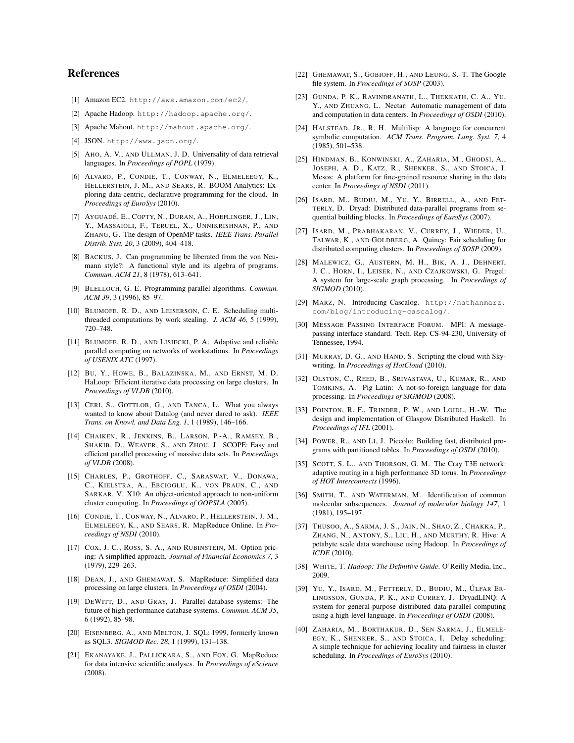# References

[1] Amazon EC2. http://aws.amazon.com/ec2/.

[2] Apache Hadoop. http://hadoop.apache.org/.

[3] Apache Mahout. http://mahout.apache.org/.

[4] JSON. http://www.json.org/.

[5] AHO, A. V., AND ULLMAN, J. D. Universality of data retrieval languages. In *Proceedings of POPL* (1979).

[6] ALVARO, P., CONDIE, T., CONWAY, N., ELMELEEGY, K., HELLERSTEIN, J. M., AND SEARS, R. BOOM Analytics: Exploring data-centric, declarative programming for the cloud. In *Proceedings of EuroSys* (2010).

[7] AYGUADÉ, E., COPTY, N., DURAN, A., HOEFLINGER, J., LIN, Y., MASSAIOLI, F., TERUEL, X., UNNIKRISHNAN, P., AND ZHANG, G. The design of OpenMP tasks. *IEEE Trans. Parallel Distrib. Syst. 20*, 3 (2009), 404–418.

[8] BACKUS, J. Can programming be liberated from the von Neumann style?: A functional style and its algebra of programs. *Commun. ACM 21*, 8 (1978), 613–641.

[9] BLELLOCH, G. E. Programming parallel algorithms. *Commun. ACM 39*, 3 (1996), 85–97.

[10] BLUMOFE, R. D., AND LEISERSON, C. E. Scheduling multithreaded computations by work stealing. *J. ACM 46*, 5 (1999), 720–748.

[11] BLUMOFE, R. D., AND LISIECKI, P. A. Adaptive and reliable parallel computing on networks of workstations. In *Proceedings of USENIX ATC* (1997).

[12] BU, Y., HOWE, B., BALAZINSKA, M., AND ERNST, M. D. HaLoop: Efficient iterative data processing on large clusters. In *Proceedings of VLDB* (2010).

[13] CERI, S., GOTTLOB, G., AND TANCA, L. What you always wanted to know about Datalog (and never dared to ask). *IEEE Trans. on Knowl. and Data Eng. 1*, 1 (1989), 146–166.

[14] CHAIKEN, R., JENKINS, B., LARSON, P.-A., RAMSEY, B., SHAKIB, D., WEAVER, S., AND ZHOU, J. SCOPE: Easy and efficient parallel processing of massive data sets. In *Proceedings of VLDB* (2008).

[15] CHARLES, P., GROTHOFF, C., SARASWAT, V., DONAWA, C., KIELSTRA, A., EBCIOGLU, K., VON PRAUN, C., AND SARKAR, V. X10: An object-oriented approach to non-uniform cluster computing. In *Proceedings of OOPSLA* (2005).

[16] CONDIE, T., CONWAY, N., ALVARO, P., HELLERSTEIN, J. M., ELMELEEGY, K., AND SEARS, R. MapReduce Online. In *Proceedings of NSDI* (2010).

[17] COX, J. C., ROSS, S. A., AND RUBINSTEIN, M. Option pricing: A simplified approach. *Journal of Financial Economics 7*, 3 (1979), 229–263.

[18] DEAN, J., AND GHEMAWAT, S. MapReduce: Simplified data processing on large clusters. In *Proceedings of OSDI* (2004).

[19] DEWITT, D., AND GRAY, J. Parallel database systems: The future of high performance database systems. *Commun. ACM 35*, 6 (1992), 85–98.

[20] EISENBERG, A., AND MELTON, J. SQL: 1999, formerly known as SQL3. *SIGMOD Rec. 28*, 1 (1999), 131–138.

[21] EKANAYAKE, J., PALLICKARA, S., AND FOX, G. MapReduce for data intensive scientific analyses. In *Proceedings of eScience* (2008).

[22] GHEMAWAT, S., GOBIOFF, H., AND LEUNG, S.-T. The Google file system. In *Proceedings of SOSP* (2003).

[23] GUNDA, P. K., RAVINDRANATH, L., THEKKATH, C. A., YU, Y., AND ZHUANG, L. Nectar: Automatic management of data and computation in data centers. In *Proceedings of OSDI* (2010).

[24] HALSTEAD, JR., R. H. Multilisp: A language for concurrent symbolic computation. *ACM Trans. Program. Lang. Syst. 7*, 4 (1985), 501–538.

[25] HINDMAN, B., KONWINSKI, A., ZAHARIA, M., GHODSI, A., JOSEPH, A. D., KATZ, R., SHENKER, S., AND STOICA, I. Mesos: A platform for fine-grained resource sharing in the data center. In *Proceedings of NSDI* (2011).

[26] ISARD, M., BUDIU, M., YU, Y., BIRRELL, A., AND FETTERLY, D. Dryad: Distributed data-parallel programs from sequential building blocks. In *Proceedings of EuroSys* (2007).

[27] ISARD, M., PRABHAKARAN, V., CURREY, J., WIEDER, U., TALWAR, K., AND GOLDBERG, A. Quincy: Fair scheduling for distributed computing clusters. In *Proceedings of SOSP* (2009).

[28] MALEWICZ, G., AUSTERN, M. H., BIK, A. J., DEHNERT, J. C., HORN, I., LEISER, N., AND CZAJKOWSKI, G. Pregel: A system for large-scale graph processing. In *Proceedings of SIGMOD* (2010).

[29] MARZ, N. Introducing Cascalog. http://nathanmarz.com/blog/introducing-cascalog/.

[30] MESSAGE PASSING INTERFACE FORUM. MPI: A message-passing interface standard. Tech. Rep. CS-94-230, University of Tennessee, 1994.

[31] MURRAY, D. G., AND HAND, S. Scripting the cloud with Skywriting. In *Proceedings of HotCloud* (2010).

[32] OLSTON, C., REED, B., SRIVASTAVA, U., KUMAR, R., AND TOMKINS, A. Pig Latin: A not-so-foreign language for data processing. In *Proceedings of SIGMOD* (2008).

[33] POINTON, R. F., TRINDER, P. W., AND LOIDL, H.-W. The design and implementation of Glasgow Distributed Haskell. In *Proceedings of IFL* (2001).

[34] POWER, R., AND LI, J. Piccolo: Building fast, distributed programs with partitioned tables. In *Proceedings of OSDI* (2010).

[35] SCOTT, S. L., AND THORSON, G. M. The Cray T3E network: adaptive routing in a high performance 3D torus. In *Proceedings of HOT Interconnects* (1996).

[36] SMITH, T., AND WATERMAN, M. Identification of common molecular subsequences. *Journal of molecular biology 147*, 1 (1981), 195–197.

[37] THUSOO, A., SARMA, J. S., JAIN, N., SHAO, Z., CHAKKA, P., ZHANG, N., ANTONY, S., LIU, H., AND MURTHY, R. Hive: A petabyte scale data warehouse using Hadoop. In *Proceedings of ICDE* (2010).

[38] WHITE, T. *Hadoop: The Definitive Guide*. O'Reilly Media, Inc., 2009.

[39] YU, Y., ISARD, M., FETTERLY, D., BUDIU, M., ÚLFAR ERLINGSSON, GUNDA, P. K., AND CURREY, J. DryadLINQ: A system for general-purpose distributed data-parallel computing using a high-level language. In *Proceedings of OSDI* (2008).

[40] ZAHARIA, M., BORTHAKUR, D., SEN SARMA, J., ELMELEEGY, K., SHENKER, S., AND STOICA, I. Delay scheduling: A simple technique for achieving locality and fairness in cluster scheduling. In *Proceedings of EuroSys* (2010).